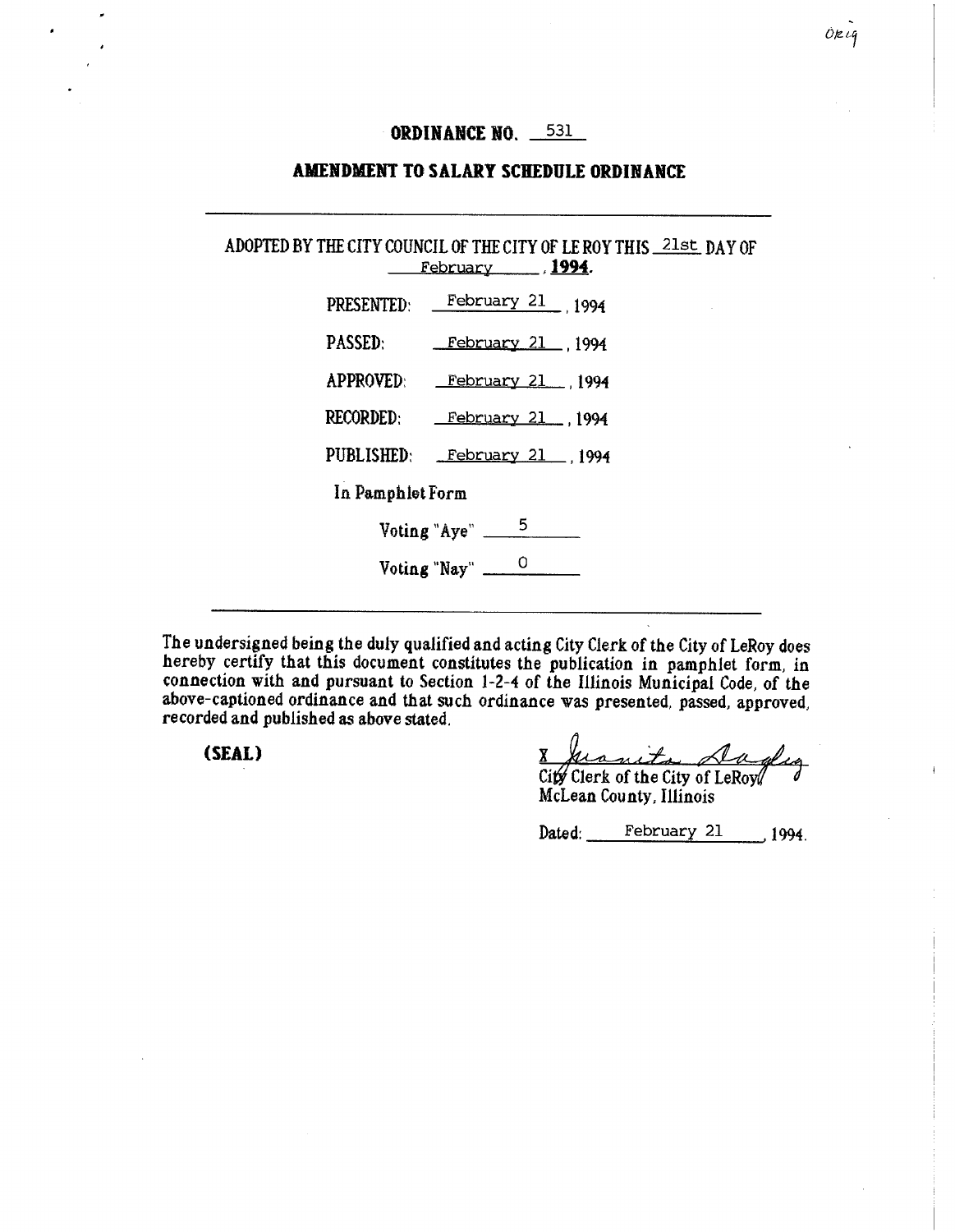# ORDINANCE NO. 531

## AMENDMENT TO SALARY SCHEDULE ORDINANCE

---

ADOPTED BY THE CITY COUNCIL OF THE CITY OF LE ROY THIS 21st DAY OF February, **1994**.

PRESENTED: February 21, 1994

PASSED: February 21, 1994

APPROVED: February 21, 1994

RECORDED: February 21, 1994

PUBLISHED: February 21, 1994

In Pamphlet Form

Voting "Aye" 5

Voting "Nay" 0

---

The undersigned being the duly qualified and acting City Clerk of the City of LeRoy does hereby certify that this document constitutes the publication in pamphlet form, in connection with and pursuant to Section 1-2-4 of the Illinois Municipal Code, of the above-captioned ordinance and that such ordinance was presented, passed, approved, recorded and published as above stated.

**(SEAL)**

X Juanita Dagley
City Clerk of the City of LeRoy
McLean County, Illinois

Dated: February 21, 1994.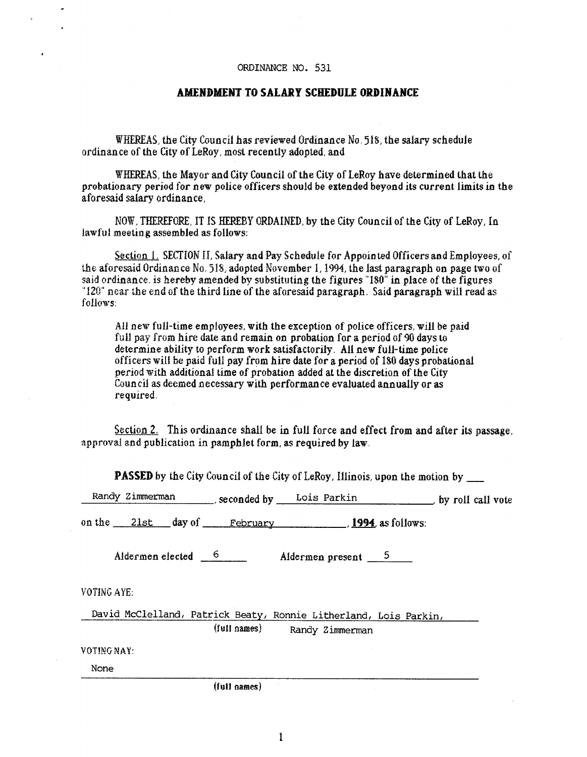ORDINANCE NO. 531

## AMENDMENT TO SALARY SCHEDULE ORDINANCE

WHEREAS, the City Council has reviewed Ordinance No. 518, the salary schedule ordinance of the City of LeRoy, most recently adopted, and

WHEREAS, the Mayor and City Council of the City of LeRoy have determined that the probationary period for new police officers should be extended beyond its current limits in the aforesaid salary ordinance,

NOW, THEREFORE, IT IS HEREBY ORDAINED, by the City Council of the City of LeRoy, In lawful meeting assembled as follows:

Section 1. SECTION II, Salary and Pay Schedule for Appointed Officers and Employees, of the aforesaid Ordinance No. 518, adopted November 1, 1994, the last paragraph on page two of said ordinance, is hereby amended by substituting the figures "180" in place of the figures "120" near the end of the third line of the aforesaid paragraph. Said paragraph will read as follows:

> All new full-time employees, with the exception of police officers, will be paid full pay from hire date and remain on probation for a period of 90 days to determine ability to perform work satisfactorily. All new full-time police officers will be paid full pay from hire date for a period of 180 days probational period with additional time of probation added at the discretion of the City Council as deemed necessary with performance evaluated annually or as required.

Section 2. This ordinance shall be in full force and effect from and after its passage, approval and publication in pamphlet form, as required by law.

**PASSED** by the City Council of the City of LeRoy, Illinois, upon the motion by Randy Zimmerman, seconded by Lois Parkin, by roll call vote on the 21st day of February, **1994**, as follows:

Aldermen elected 6 Aldermen present 5

VOTING AYE:

David McClelland, Patrick Beaty, Ronnie Litherland, Lois Parkin, Randy Zimmerman

(full names)

VOTING NAY:

None

(full names)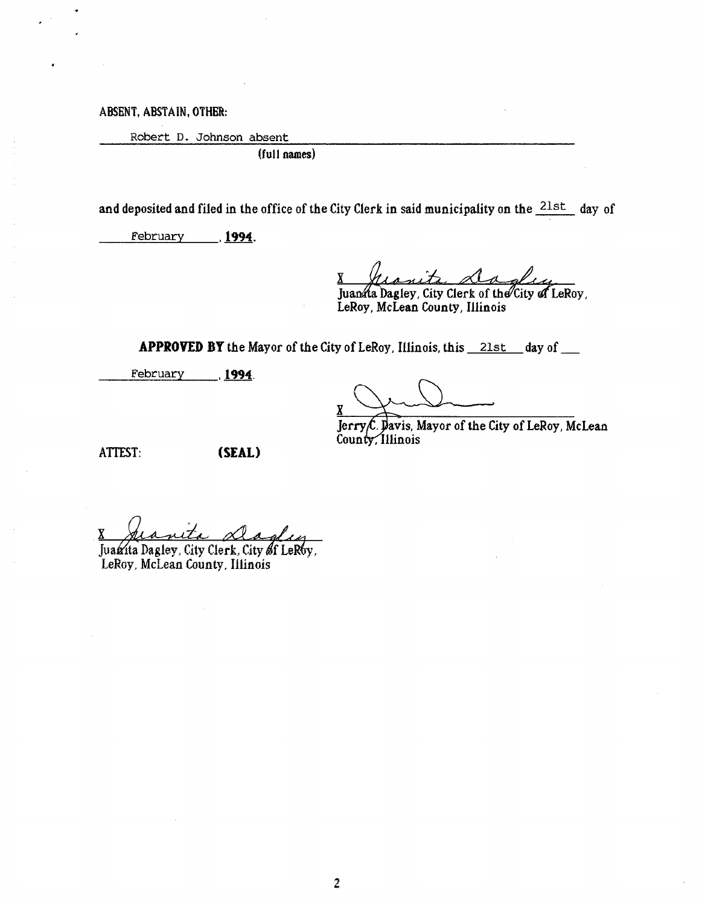ABSENT, ABSTAIN, OTHER:

Robert D. Johnson absent

(full names)

and deposited and filed in the office of the City Clerk in said municipality on the 21st day of February, **1994**.

X *Juanita Dagley*

Juanita Dagley, City Clerk of the City of LeRoy, LeRoy, McLean County, Illinois

**APPROVED BY** the Mayor of the City of LeRoy, Illinois, this 21st day of February, **1994**.

X *(signature)*

Jerry C. Davis, Mayor of the City of LeRoy, McLean County, Illinois

ATTEST: **(SEAL)**

X *Juanita Dagley*

Juanita Dagley, City Clerk, City of LeRoy, LeRoy, McLean County, Illinois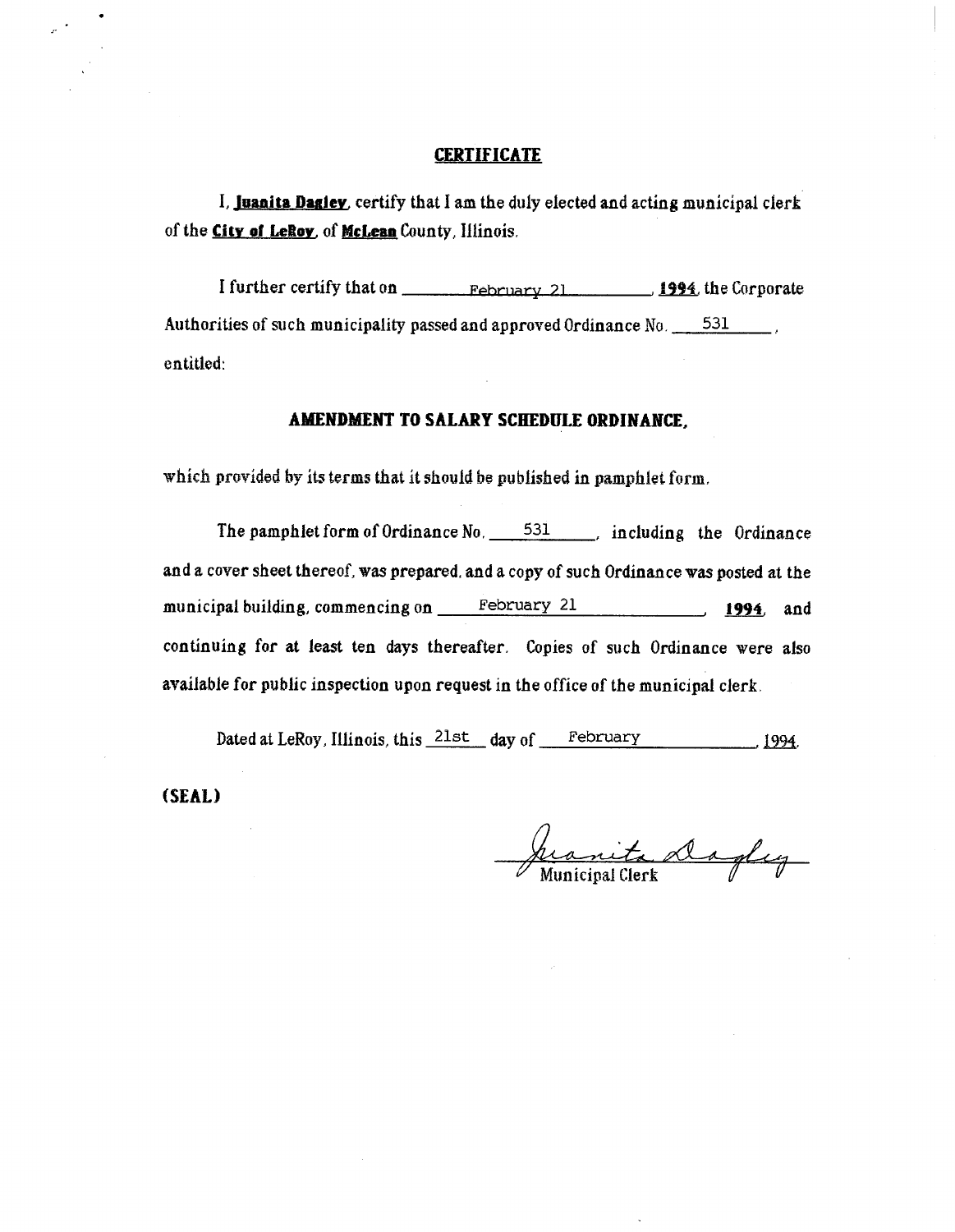## CERTIFICATE

I, **Juanita Dagley**, certify that I am the duly elected and acting municipal clerk of the **City of LeRoy**, of **McLean** County, Illinois.

I further certify that on February 21, **1994**, the Corporate Authorities of such municipality passed and approved Ordinance No. 531, entitled:

### AMENDMENT TO SALARY SCHEDULE ORDINANCE,

which provided by its terms that it should be published in pamphlet form.

The pamphlet form of Ordinance No. 531, including the Ordinance and a cover sheet thereof, was prepared, and a copy of such Ordinance was posted at the municipal building, commencing on February 21, **1994**, and continuing for at least ten days thereafter. Copies of such Ordinance were also available for public inspection upon request in the office of the municipal clerk.

Dated at LeRoy, Illinois, this 21st day of February, 1994.

**(SEAL)**

Juanita Dagley
Municipal Clerk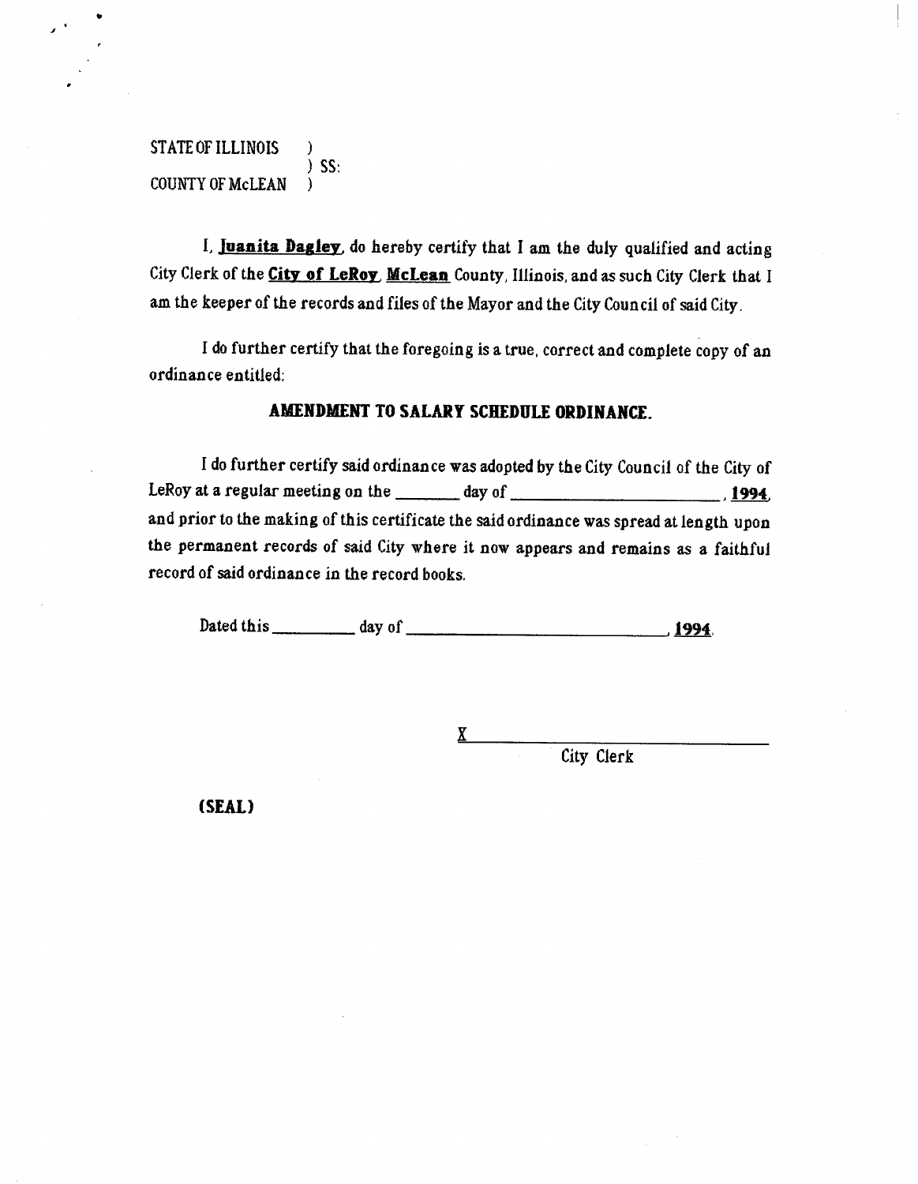STATE OF ILLINOIS )
) SS:
COUNTY OF McLEAN )

I, **Juanita Dagley**, do hereby certify that I am the duly qualified and acting City Clerk of the **City of LeRoy**, **McLean** County, Illinois, and as such City Clerk that I am the keeper of the records and files of the Mayor and the City Council of said City.

I do further certify that the foregoing is a true, correct and complete copy of an ordinance entitled:

**AMENDMENT TO SALARY SCHEDULE ORDINANCE.**

I do further certify said ordinance was adopted by the City Council of the City of LeRoy at a regular meeting on the _______ day of _________________________, **1994**, and prior to the making of this certificate the said ordinance was spread at length upon the permanent records of said City where it now appears and remains as a faithful record of said ordinance in the record books.

Dated this _________ day of ______________________________, **1994**.

X ______________________________
City Clerk

**(SEAL)**